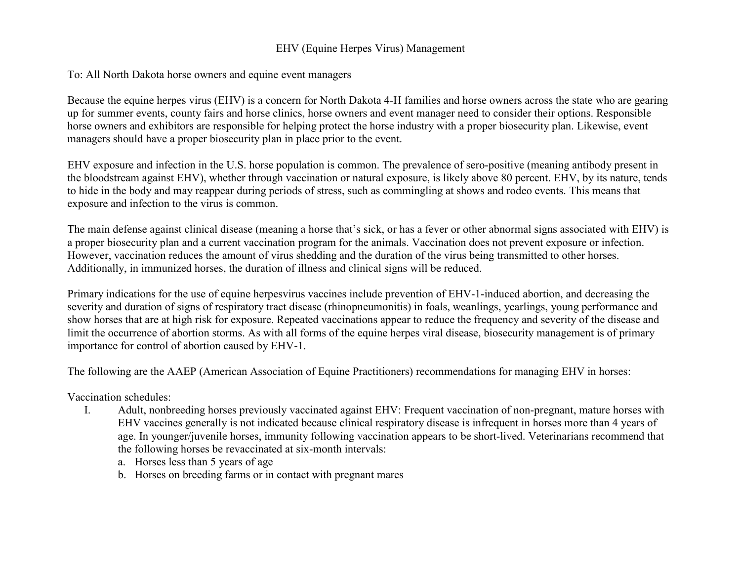# EHV (Equine Herpes Virus) Management

To: All North Dakota horse owners and equine event managers

Because the equine herpes virus (EHV) is a concern for North Dakota 4-H families and horse owners across the state who are gearing up for summer events, county fairs and horse clinics, horse owners and event manager need to consider their options. Responsible horse owners and exhibitors are responsible for helping protect the horse industry with a proper biosecurity plan. Likewise, event managers should have a proper biosecurity plan in place prior to the event.

EHV exposure and infection in the U.S. horse population is common. The prevalence of sero-positive (meaning antibody present in the bloodstream against EHV), whether through vaccination or natural exposure, is likely above 80 percent. EHV, by its nature, tends to hide in the body and may reappear during periods of stress, such as commingling at shows and rodeo events. This means that exposure and infection to the virus is common.

The main defense against clinical disease (meaning a horse that's sick, or has a fever or other abnormal signs associated with EHV) is a proper biosecurity plan and a current vaccination program for the animals. Vaccination does not prevent exposure or infection. However, vaccination reduces the amount of virus shedding and the duration of the virus being transmitted to other horses. Additionally, in immunized horses, the duration of illness and clinical signs will be reduced.

Primary indications for the use of equine herpesvirus vaccines include prevention of EHV-1-induced abortion, and decreasing the severity and duration of signs of respiratory tract disease (rhinopneumonitis) in foals, weanlings, yearlings, young performance and show horses that are at high risk for exposure. Repeated vaccinations appear to reduce the frequency and severity of the disease and limit the occurrence of abortion storms. As with all forms of the equine herpes viral disease, biosecurity management is of primary importance for control of abortion caused by EHV-1.

The following are the AAEP (American Association of Equine Practitioners) recommendations for managing EHV in horses:

Vaccination schedules:

I. Adult, nonbreeding horses previously vaccinated against EHV: Frequent vaccination of non-pregnant, mature horses with EHV vaccines generally is not indicated because clinical respiratory disease is infrequent in horses more than 4 years of age. In younger/juvenile horses, immunity following vaccination appears to be short-lived. Veterinarians recommend that the following horses be revaccinated at six-month intervals:
   a. Horses less than 5 years of age
   b. Horses on breeding farms or in contact with pregnant mares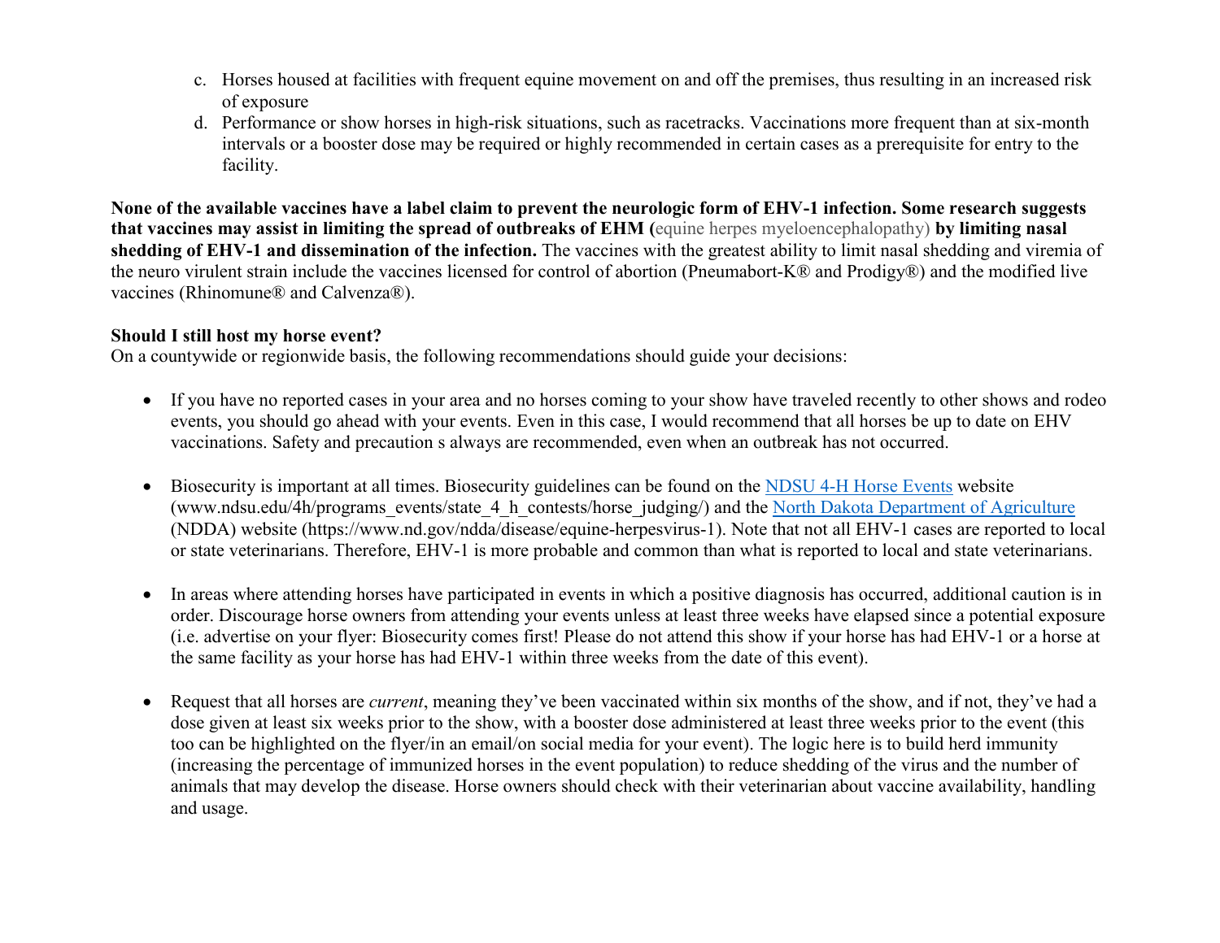c. Horses housed at facilities with frequent equine movement on and off the premises, thus resulting in an increased risk of exposure
d. Performance or show horses in high-risk situations, such as racetracks. Vaccinations more frequent than at six-month intervals or a booster dose may be required or highly recommended in certain cases as a prerequisite for entry to the facility.

**None of the available vaccines have a label claim to prevent the neurologic form of EHV-1 infection. Some research suggests that vaccines may assist in limiting the spread of outbreaks of EHM (**equine herpes myeloencephalopathy**) by limiting nasal shedding of EHV-1 and dissemination of the infection.** The vaccines with the greatest ability to limit nasal shedding and viremia of the neuro virulent strain include the vaccines licensed for control of abortion (Pneumabort-K® and Prodigy®) and the modified live vaccines (Rhinomune® and Calvenza®).

**Should I still host my horse event?**
On a countywide or regionwide basis, the following recommendations should guide your decisions:

- If you have no reported cases in your area and no horses coming to your show have traveled recently to other shows and rodeo events, you should go ahead with your events. Even in this case, I would recommend that all horses be up to date on EHV vaccinations. Safety and precaution s always are recommended, even when an outbreak has not occurred.

- Biosecurity is important at all times. Biosecurity guidelines can be found on the NDSU 4-H Horse Events website (www.ndsu.edu/4h/programs_events/state_4_h_contests/horse_judging/) and the North Dakota Department of Agriculture (NDDA) website (https://www.nd.gov/ndda/disease/equine-herpesvirus-1). Note that not all EHV-1 cases are reported to local or state veterinarians. Therefore, EHV-1 is more probable and common than what is reported to local and state veterinarians.

- In areas where attending horses have participated in events in which a positive diagnosis has occurred, additional caution is in order. Discourage horse owners from attending your events unless at least three weeks have elapsed since a potential exposure (i.e. advertise on your flyer: Biosecurity comes first! Please do not attend this show if your horse has had EHV-1 or a horse at the same facility as your horse has had EHV-1 within three weeks from the date of this event).

- Request that all horses are *current*, meaning they've been vaccinated within six months of the show, and if not, they've had a dose given at least six weeks prior to the show, with a booster dose administered at least three weeks prior to the event (this too can be highlighted on the flyer/in an email/on social media for your event). The logic here is to build herd immunity (increasing the percentage of immunized horses in the event population) to reduce shedding of the virus and the number of animals that may develop the disease. Horse owners should check with their veterinarian about vaccine availability, handling and usage.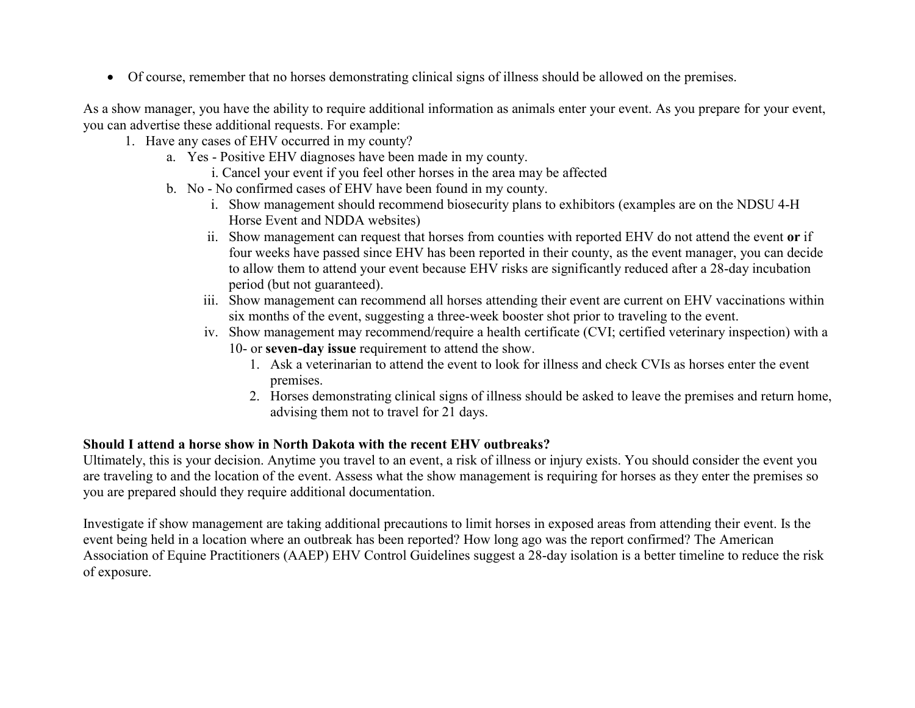- Of course, remember that no horses demonstrating clinical signs of illness should be allowed on the premises.

As a show manager, you have the ability to require additional information as animals enter your event. As you prepare for your event, you can advertise these additional requests. For example:

1. Have any cases of EHV occurred in my county?
   a. Yes - Positive EHV diagnoses have been made in my county.
      i. Cancel your event if you feel other horses in the area may be affected
   b. No - No confirmed cases of EHV have been found in my county.
      i. Show management should recommend biosecurity plans to exhibitors (examples are on the NDSU 4-H Horse Event and NDDA websites)
      ii. Show management can request that horses from counties with reported EHV do not attend the event **or** if four weeks have passed since EHV has been reported in their county, as the event manager, you can decide to allow them to attend your event because EHV risks are significantly reduced after a 28-day incubation period (but not guaranteed).
      iii. Show management can recommend all horses attending their event are current on EHV vaccinations within six months of the event, suggesting a three-week booster shot prior to traveling to the event.
      iv. Show management may recommend/require a health certificate (CVI; certified veterinary inspection) with a 10- or **seven-day issue** requirement to attend the show.
         1. Ask a veterinarian to attend the event to look for illness and check CVIs as horses enter the event premises.
         2. Horses demonstrating clinical signs of illness should be asked to leave the premises and return home, advising them not to travel for 21 days.

**Should I attend a horse show in North Dakota with the recent EHV outbreaks?**

Ultimately, this is your decision. Anytime you travel to an event, a risk of illness or injury exists. You should consider the event you are traveling to and the location of the event. Assess what the show management is requiring for horses as they enter the premises so you are prepared should they require additional documentation.

Investigate if show management are taking additional precautions to limit horses in exposed areas from attending their event. Is the event being held in a location where an outbreak has been reported? How long ago was the report confirmed? The American Association of Equine Practitioners (AAEP) EHV Control Guidelines suggest a 28-day isolation is a better timeline to reduce the risk of exposure.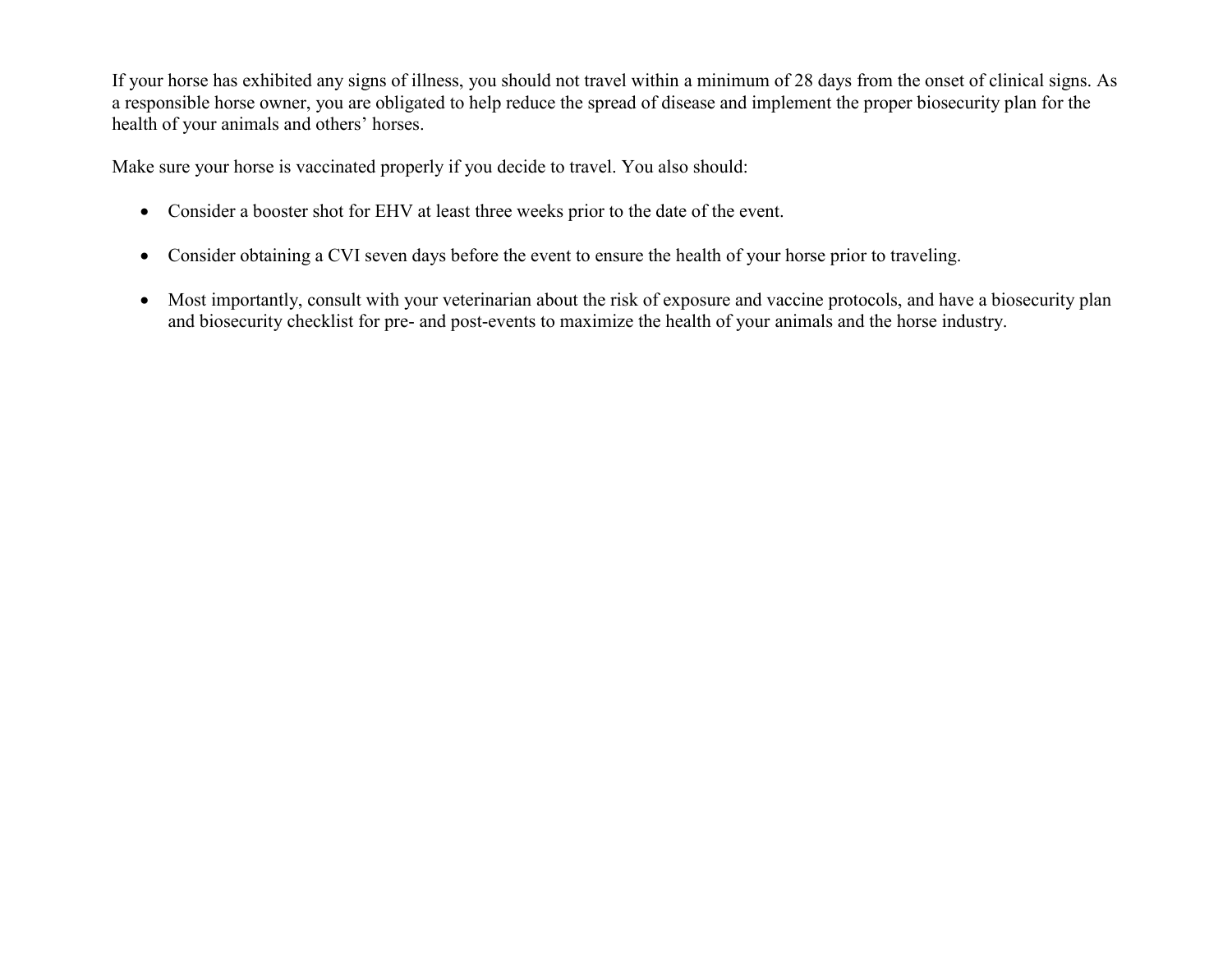If your horse has exhibited any signs of illness, you should not travel within a minimum of 28 days from the onset of clinical signs. As a responsible horse owner, you are obligated to help reduce the spread of disease and implement the proper biosecurity plan for the health of your animals and others' horses.

Make sure your horse is vaccinated properly if you decide to travel. You also should:

- Consider a booster shot for EHV at least three weeks prior to the date of the event.
- Consider obtaining a CVI seven days before the event to ensure the health of your horse prior to traveling.
- Most importantly, consult with your veterinarian about the risk of exposure and vaccine protocols, and have a biosecurity plan and biosecurity checklist for pre- and post-events to maximize the health of your animals and the horse industry.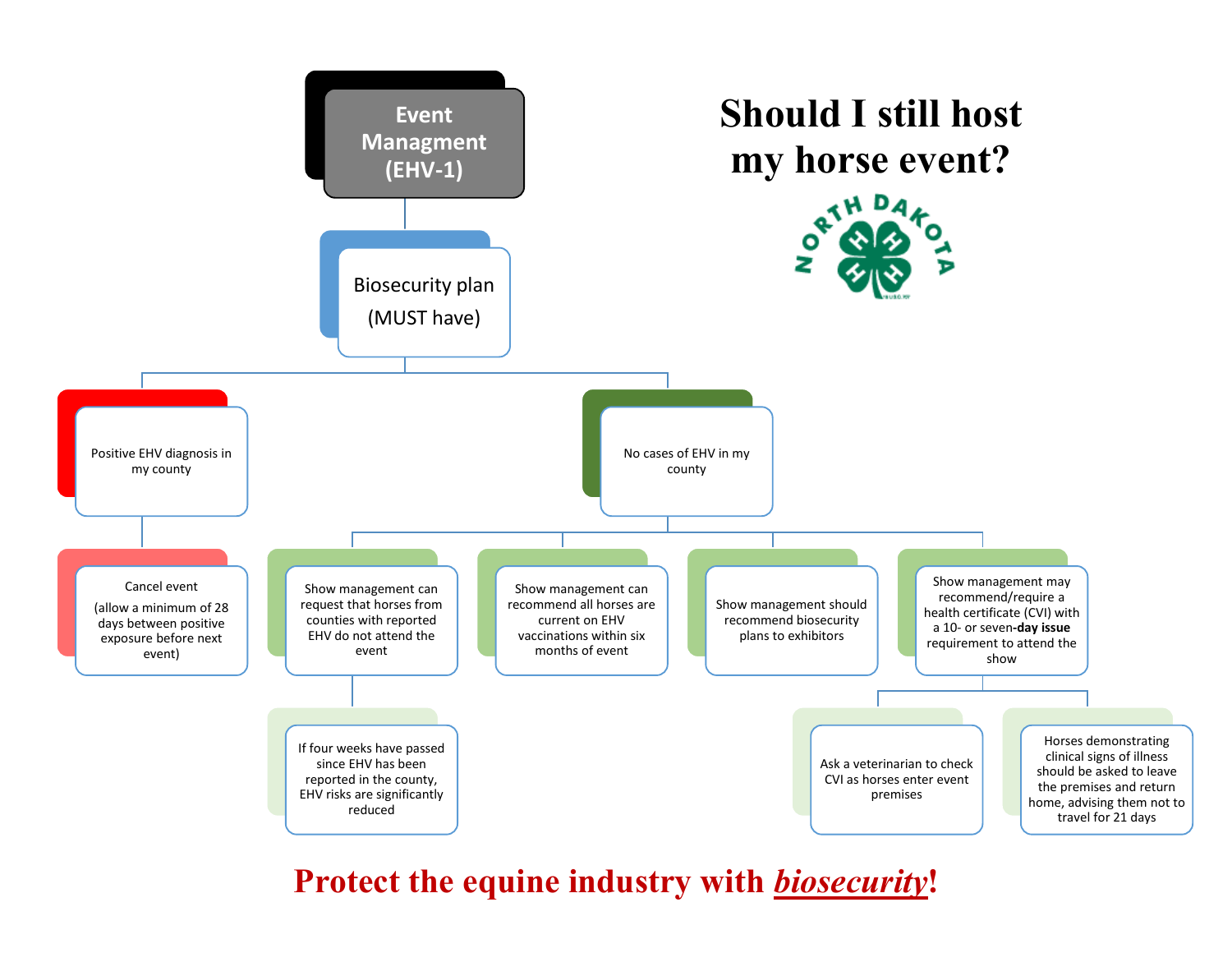# Should I still host my horse event?

NORTH DAKOTA

**Event Managment (EHV-1)**

- **Biosecurity plan (MUST have)**
  - **Positive EHV diagnosis in my county**
    - Cancel event (allow a minimum of 28 days between positive exposure before next event)
  - **No cases of EHV in my county**
    - Show management can request that horses from counties with reported EHV do not attend the event
      - If four weeks have passed since EHV has been reported in the county, EHV risks are significantly reduced
    - Show management can recommend all horses are current on EHV vaccinations within six months of event
    - Show management should recommend biosecurity plans to exhibitors
    - Show management may recommend/require a health certificate (CVI) with a 10- or seven-**day issue** requirement to attend the show
      - Ask a veterinarian to check CVI as horses enter event premises
      - Horses demonstrating clinical signs of illness should be asked to leave the premises and return home, advising them not to travel for 21 days

**Protect the equine industry with *biosecurity*!**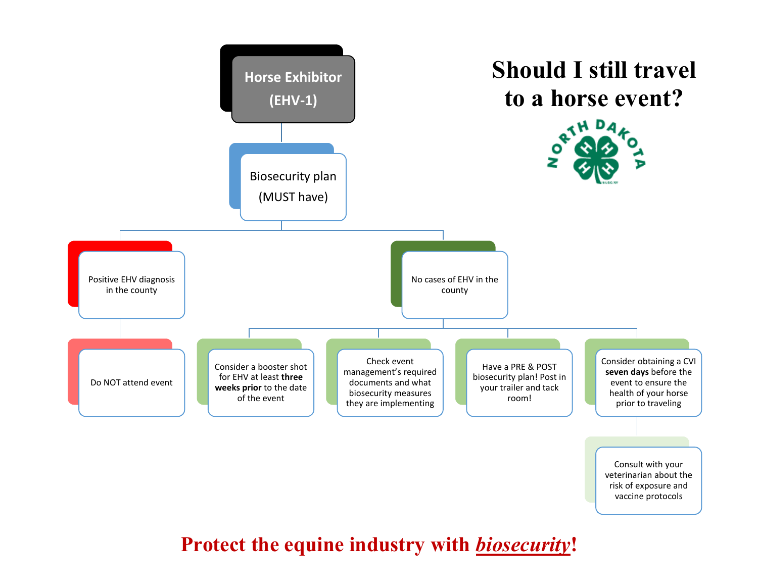# Should I still travel to a horse event?

**Horse Exhibitor (EHV-1)**

Biosecurity plan (MUST have)

Positive EHV diagnosis in the county

- Do NOT attend event

No cases of EHV in the county

- Consider a booster shot for EHV at least **three weeks prior** to the date of the event
- Check event management's required documents and what biosecurity measures they are implementing
- Have a PRE & POST biosecurity plan! Post in your trailer and tack room!
- Consider obtaining a CVI **seven days** before the event to ensure the health of your horse prior to traveling
  - Consult with your veterinarian about the risk of exposure and vaccine protocols

**Protect the equine industry with *biosecurity*!**